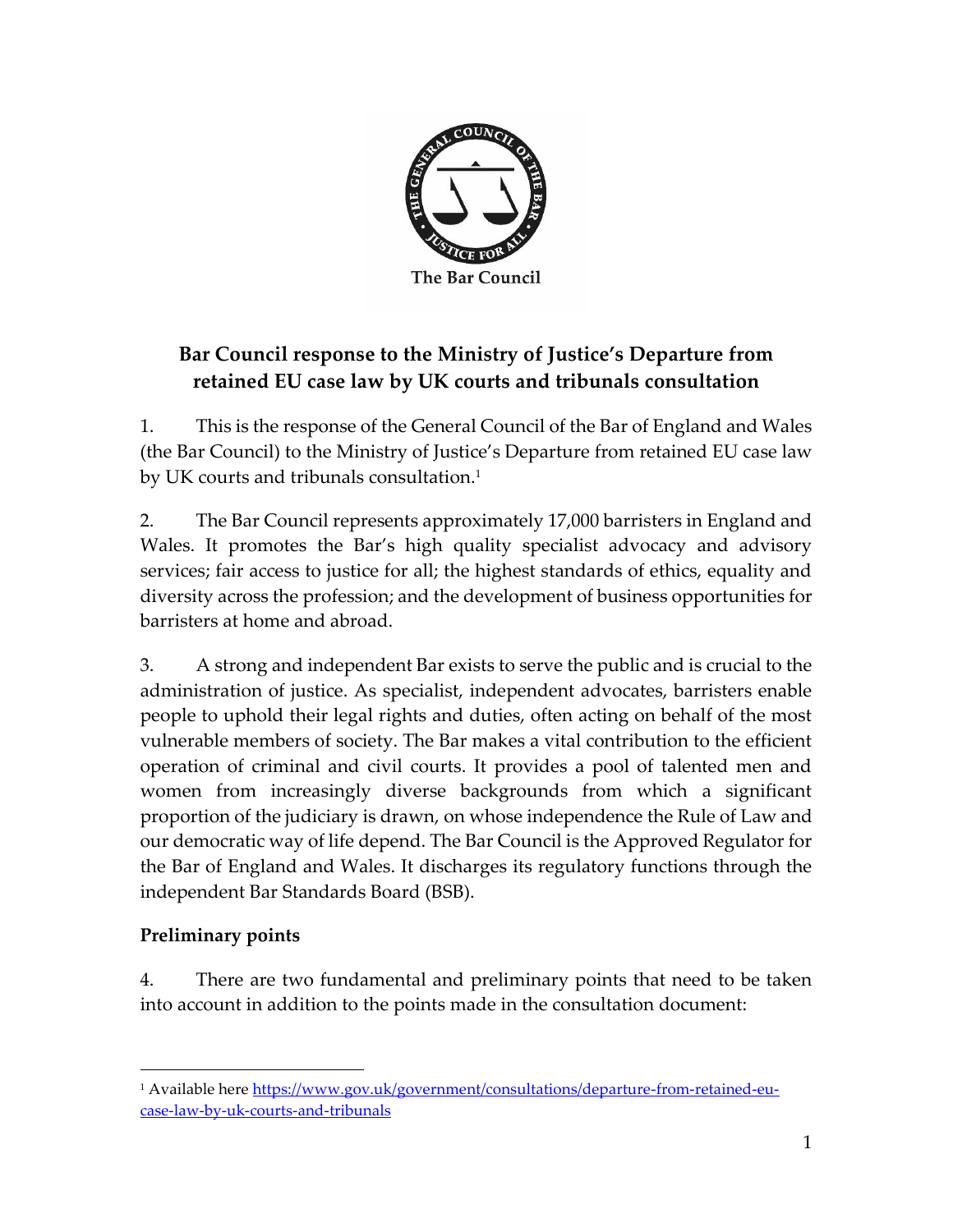The Bar Council

## Bar Council response to the Ministry of Justice's Departure from retained EU case law by UK courts and tribunals consultation

1. This is the response of the General Council of the Bar of England and Wales (the Bar Council) to the Ministry of Justice's Departure from retained EU case law by UK courts and tribunals consultation.[1]

2. The Bar Council represents approximately 17,000 barristers in England and Wales. It promotes the Bar's high quality specialist advocacy and advisory services; fair access to justice for all; the highest standards of ethics, equality and diversity across the profession; and the development of business opportunities for barristers at home and abroad.

3. A strong and independent Bar exists to serve the public and is crucial to the administration of justice. As specialist, independent advocates, barristers enable people to uphold their legal rights and duties, often acting on behalf of the most vulnerable members of society. The Bar makes a vital contribution to the efficient operation of criminal and civil courts. It provides a pool of talented men and women from increasingly diverse backgrounds from which a significant proportion of the judiciary is drawn, on whose independence the Rule of Law and our democratic way of life depend. The Bar Council is the Approved Regulator for the Bar of England and Wales. It discharges its regulatory functions through the independent Bar Standards Board (BSB).

### Preliminary points

4. There are two fundamental and preliminary points that need to be taken into account in addition to the points made in the consultation document:

[1] Available here https://www.gov.uk/government/consultations/departure-from-retained-eu-case-law-by-uk-courts-and-tribunals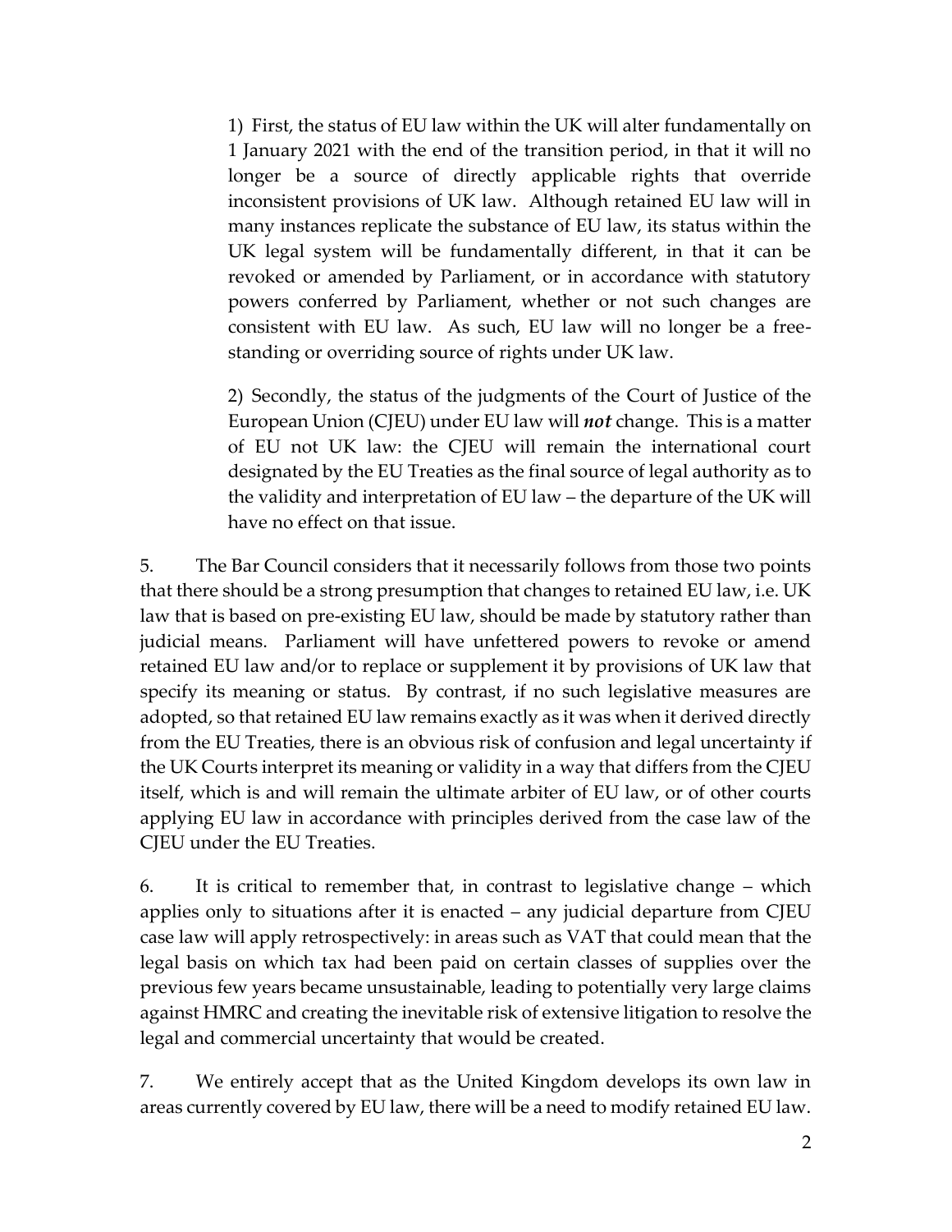1) First, the status of EU law within the UK will alter fundamentally on 1 January 2021 with the end of the transition period, in that it will no longer be a source of directly applicable rights that override inconsistent provisions of UK law. Although retained EU law will in many instances replicate the substance of EU law, its status within the UK legal system will be fundamentally different, in that it can be revoked or amended by Parliament, or in accordance with statutory powers conferred by Parliament, whether or not such changes are consistent with EU law. As such, EU law will no longer be a free-standing or overriding source of rights under UK law.

2) Secondly, the status of the judgments of the Court of Justice of the European Union (CJEU) under EU law will ***not*** change. This is a matter of EU not UK law: the CJEU will remain the international court designated by the EU Treaties as the final source of legal authority as to the validity and interpretation of EU law – the departure of the UK will have no effect on that issue.

5. The Bar Council considers that it necessarily follows from those two points that there should be a strong presumption that changes to retained EU law, i.e. UK law that is based on pre-existing EU law, should be made by statutory rather than judicial means. Parliament will have unfettered powers to revoke or amend retained EU law and/or to replace or supplement it by provisions of UK law that specify its meaning or status. By contrast, if no such legislative measures are adopted, so that retained EU law remains exactly as it was when it derived directly from the EU Treaties, there is an obvious risk of confusion and legal uncertainty if the UK Courts interpret its meaning or validity in a way that differs from the CJEU itself, which is and will remain the ultimate arbiter of EU law, or of other courts applying EU law in accordance with principles derived from the case law of the CJEU under the EU Treaties.

6. It is critical to remember that, in contrast to legislative change – which applies only to situations after it is enacted – any judicial departure from CJEU case law will apply retrospectively: in areas such as VAT that could mean that the legal basis on which tax had been paid on certain classes of supplies over the previous few years became unsustainable, leading to potentially very large claims against HMRC and creating the inevitable risk of extensive litigation to resolve the legal and commercial uncertainty that would be created.

7. We entirely accept that as the United Kingdom develops its own law in areas currently covered by EU law, there will be a need to modify retained EU law.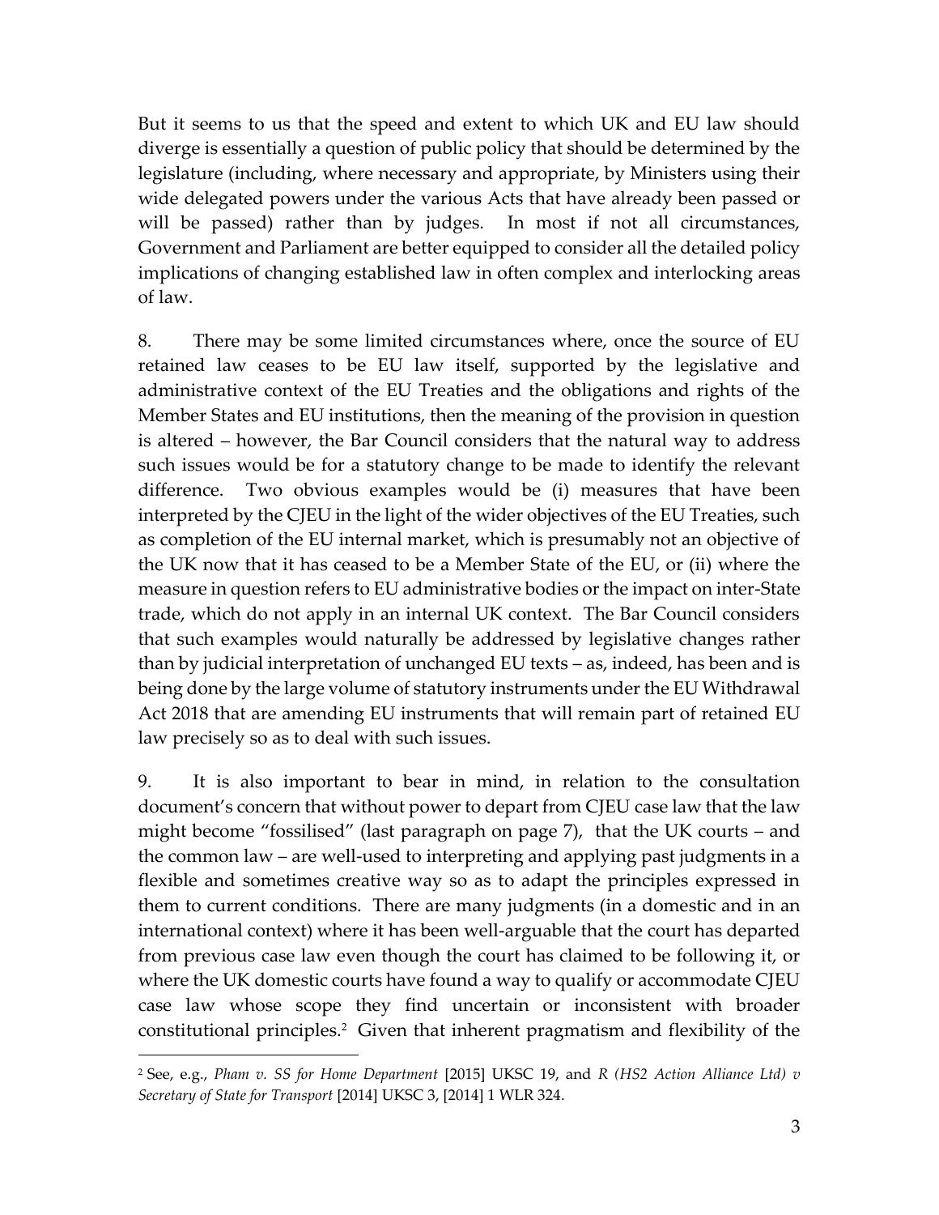But it seems to us that the speed and extent to which UK and EU law should diverge is essentially a question of public policy that should be determined by the legislature (including, where necessary and appropriate, by Ministers using their wide delegated powers under the various Acts that have already been passed or will be passed) rather than by judges. In most if not all circumstances, Government and Parliament are better equipped to consider all the detailed policy implications of changing established law in often complex and interlocking areas of law.

8. There may be some limited circumstances where, once the source of EU retained law ceases to be EU law itself, supported by the legislative and administrative context of the EU Treaties and the obligations and rights of the Member States and EU institutions, then the meaning of the provision in question is altered – however, the Bar Council considers that the natural way to address such issues would be for a statutory change to be made to identify the relevant difference. Two obvious examples would be (i) measures that have been interpreted by the CJEU in the light of the wider objectives of the EU Treaties, such as completion of the EU internal market, which is presumably not an objective of the UK now that it has ceased to be a Member State of the EU, or (ii) where the measure in question refers to EU administrative bodies or the impact on inter-State trade, which do not apply in an internal UK context. The Bar Council considers that such examples would naturally be addressed by legislative changes rather than by judicial interpretation of unchanged EU texts – as, indeed, has been and is being done by the large volume of statutory instruments under the EU Withdrawal Act 2018 that are amending EU instruments that will remain part of retained EU law precisely so as to deal with such issues.

9. It is also important to bear in mind, in relation to the consultation document's concern that without power to depart from CJEU case law that the law might become "fossilised" (last paragraph on page 7), that the UK courts – and the common law – are well-used to interpreting and applying past judgments in a flexible and sometimes creative way so as to adapt the principles expressed in them to current conditions. There are many judgments (in a domestic and in an international context) where it has been well-arguable that the court has departed from previous case law even though the court has claimed to be following it, or where the UK domestic courts have found a way to qualify or accommodate CJEU case law whose scope they find uncertain or inconsistent with broader constitutional principles.[2] Given that inherent pragmatism and flexibility of the

[2] See, e.g., *Pham v. SS for Home Department* [2015] UKSC 19, and *R (HS2 Action Alliance Ltd) v Secretary of State for Transport* [2014] UKSC 3, [2014] 1 WLR 324.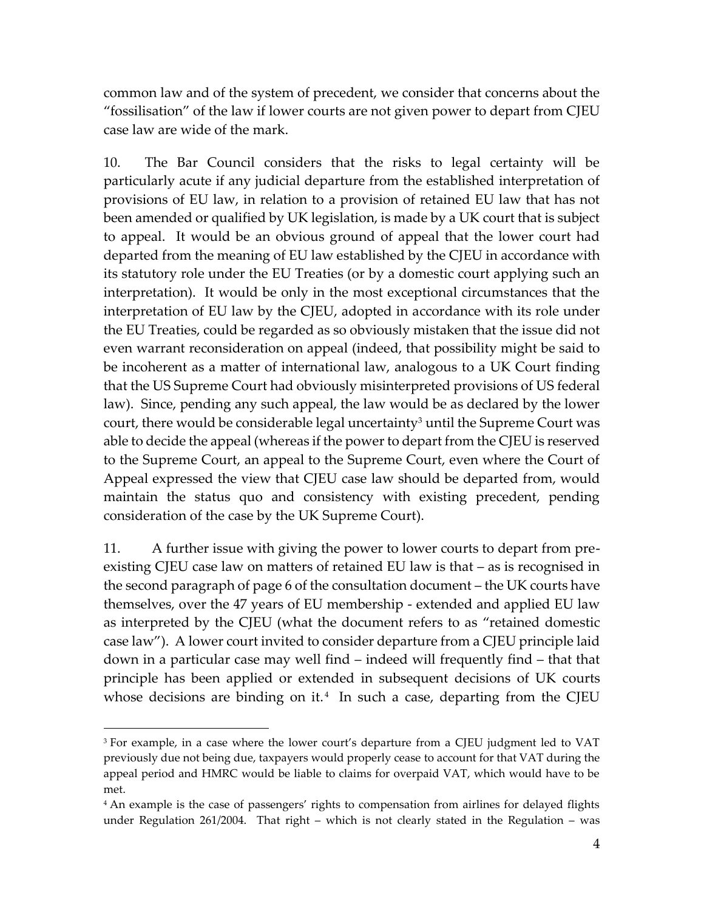common law and of the system of precedent, we consider that concerns about the "fossilisation" of the law if lower courts are not given power to depart from CJEU case law are wide of the mark.

10. The Bar Council considers that the risks to legal certainty will be particularly acute if any judicial departure from the established interpretation of provisions of EU law, in relation to a provision of retained EU law that has not been amended or qualified by UK legislation, is made by a UK court that is subject to appeal. It would be an obvious ground of appeal that the lower court had departed from the meaning of EU law established by the CJEU in accordance with its statutory role under the EU Treaties (or by a domestic court applying such an interpretation). It would be only in the most exceptional circumstances that the interpretation of EU law by the CJEU, adopted in accordance with its role under the EU Treaties, could be regarded as so obviously mistaken that the issue did not even warrant reconsideration on appeal (indeed, that possibility might be said to be incoherent as a matter of international law, analogous to a UK Court finding that the US Supreme Court had obviously misinterpreted provisions of US federal law). Since, pending any such appeal, the law would be as declared by the lower court, there would be considerable legal uncertainty[3] until the Supreme Court was able to decide the appeal (whereas if the power to depart from the CJEU is reserved to the Supreme Court, an appeal to the Supreme Court, even where the Court of Appeal expressed the view that CJEU case law should be departed from, would maintain the status quo and consistency with existing precedent, pending consideration of the case by the UK Supreme Court).

11. A further issue with giving the power to lower courts to depart from pre-existing CJEU case law on matters of retained EU law is that – as is recognised in the second paragraph of page 6 of the consultation document – the UK courts have themselves, over the 47 years of EU membership - extended and applied EU law as interpreted by the CJEU (what the document refers to as "retained domestic case law"). A lower court invited to consider departure from a CJEU principle laid down in a particular case may well find – indeed will frequently find – that that principle has been applied or extended in subsequent decisions of UK courts whose decisions are binding on it.[4] In such a case, departing from the CJEU

---

[3] For example, in a case where the lower court's departure from a CJEU judgment led to VAT previously due not being due, taxpayers would properly cease to account for that VAT during the appeal period and HMRC would be liable to claims for overpaid VAT, which would have to be met.

[4] An example is the case of passengers' rights to compensation from airlines for delayed flights under Regulation 261/2004. That right – which is not clearly stated in the Regulation – was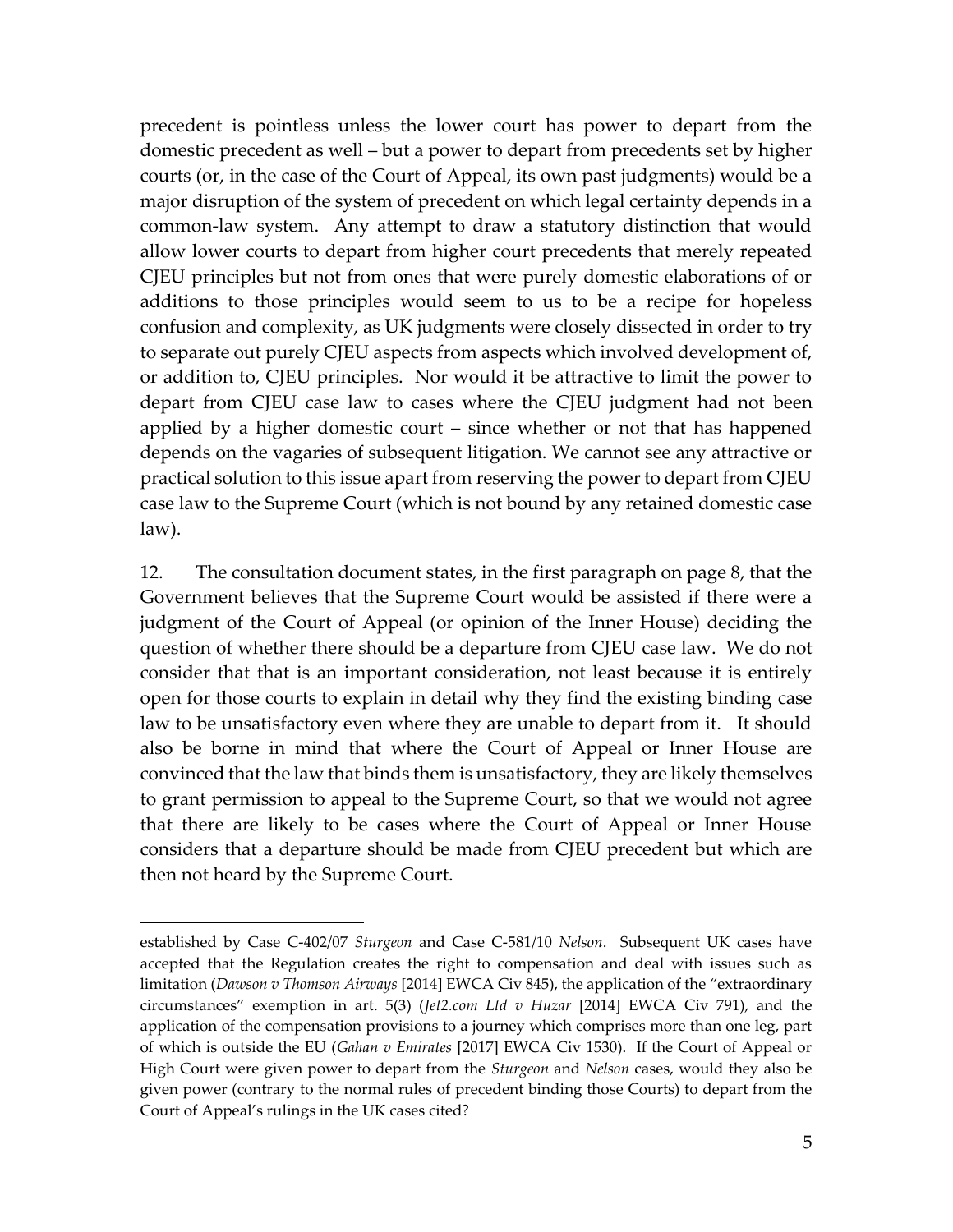precedent is pointless unless the lower court has power to depart from the domestic precedent as well – but a power to depart from precedents set by higher courts (or, in the case of the Court of Appeal, its own past judgments) would be a major disruption of the system of precedent on which legal certainty depends in a common-law system. Any attempt to draw a statutory distinction that would allow lower courts to depart from higher court precedents that merely repeated CJEU principles but not from ones that were purely domestic elaborations of or additions to those principles would seem to us to be a recipe for hopeless confusion and complexity, as UK judgments were closely dissected in order to try to separate out purely CJEU aspects from aspects which involved development of, or addition to, CJEU principles. Nor would it be attractive to limit the power to depart from CJEU case law to cases where the CJEU judgment had not been applied by a higher domestic court – since whether or not that has happened depends on the vagaries of subsequent litigation. We cannot see any attractive or practical solution to this issue apart from reserving the power to depart from CJEU case law to the Supreme Court (which is not bound by any retained domestic case law).

12. The consultation document states, in the first paragraph on page 8, that the Government believes that the Supreme Court would be assisted if there were a judgment of the Court of Appeal (or opinion of the Inner House) deciding the question of whether there should be a departure from CJEU case law. We do not consider that that is an important consideration, not least because it is entirely open for those courts to explain in detail why they find the existing binding case law to be unsatisfactory even where they are unable to depart from it. It should also be borne in mind that where the Court of Appeal or Inner House are convinced that the law that binds them is unsatisfactory, they are likely themselves to grant permission to appeal to the Supreme Court, so that we would not agree that there are likely to be cases where the Court of Appeal or Inner House considers that a departure should be made from CJEU precedent but which are then not heard by the Supreme Court.

---

established by Case C-402/07 *Sturgeon* and Case C-581/10 *Nelson*. Subsequent UK cases have accepted that the Regulation creates the right to compensation and deal with issues such as limitation (*Dawson v Thomson Airways* [2014] EWCA Civ 845), the application of the "extraordinary circumstances" exemption in art. 5(3) (*Jet2.com Ltd v Huzar* [2014] EWCA Civ 791), and the application of the compensation provisions to a journey which comprises more than one leg, part of which is outside the EU (*Gahan v Emirates* [2017] EWCA Civ 1530). If the Court of Appeal or High Court were given power to depart from the *Sturgeon* and *Nelson* cases, would they also be given power (contrary to the normal rules of precedent binding those Courts) to depart from the Court of Appeal's rulings in the UK cases cited?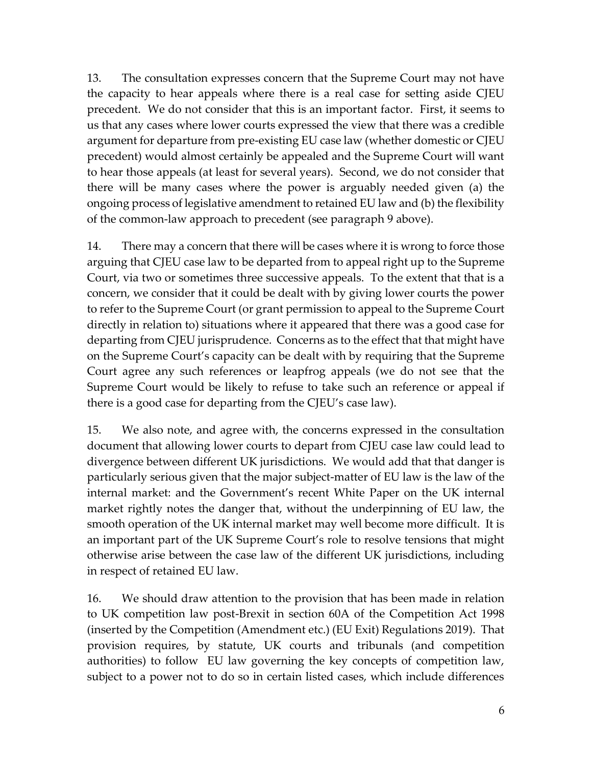13. The consultation expresses concern that the Supreme Court may not have the capacity to hear appeals where there is a real case for setting aside CJEU precedent. We do not consider that this is an important factor. First, it seems to us that any cases where lower courts expressed the view that there was a credible argument for departure from pre-existing EU case law (whether domestic or CJEU precedent) would almost certainly be appealed and the Supreme Court will want to hear those appeals (at least for several years). Second, we do not consider that there will be many cases where the power is arguably needed given (a) the ongoing process of legislative amendment to retained EU law and (b) the flexibility of the common-law approach to precedent (see paragraph 9 above).

14. There may a concern that there will be cases where it is wrong to force those arguing that CJEU case law to be departed from to appeal right up to the Supreme Court, via two or sometimes three successive appeals. To the extent that that is a concern, we consider that it could be dealt with by giving lower courts the power to refer to the Supreme Court (or grant permission to appeal to the Supreme Court directly in relation to) situations where it appeared that there was a good case for departing from CJEU jurisprudence. Concerns as to the effect that that might have on the Supreme Court's capacity can be dealt with by requiring that the Supreme Court agree any such references or leapfrog appeals (we do not see that the Supreme Court would be likely to refuse to take such an reference or appeal if there is a good case for departing from the CJEU's case law).

15. We also note, and agree with, the concerns expressed in the consultation document that allowing lower courts to depart from CJEU case law could lead to divergence between different UK jurisdictions. We would add that that danger is particularly serious given that the major subject-matter of EU law is the law of the internal market: and the Government's recent White Paper on the UK internal market rightly notes the danger that, without the underpinning of EU law, the smooth operation of the UK internal market may well become more difficult. It is an important part of the UK Supreme Court's role to resolve tensions that might otherwise arise between the case law of the different UK jurisdictions, including in respect of retained EU law.

16. We should draw attention to the provision that has been made in relation to UK competition law post-Brexit in section 60A of the Competition Act 1998 (inserted by the Competition (Amendment etc.) (EU Exit) Regulations 2019). That provision requires, by statute, UK courts and tribunals (and competition authorities) to follow EU law governing the key concepts of competition law, subject to a power not to do so in certain listed cases, which include differences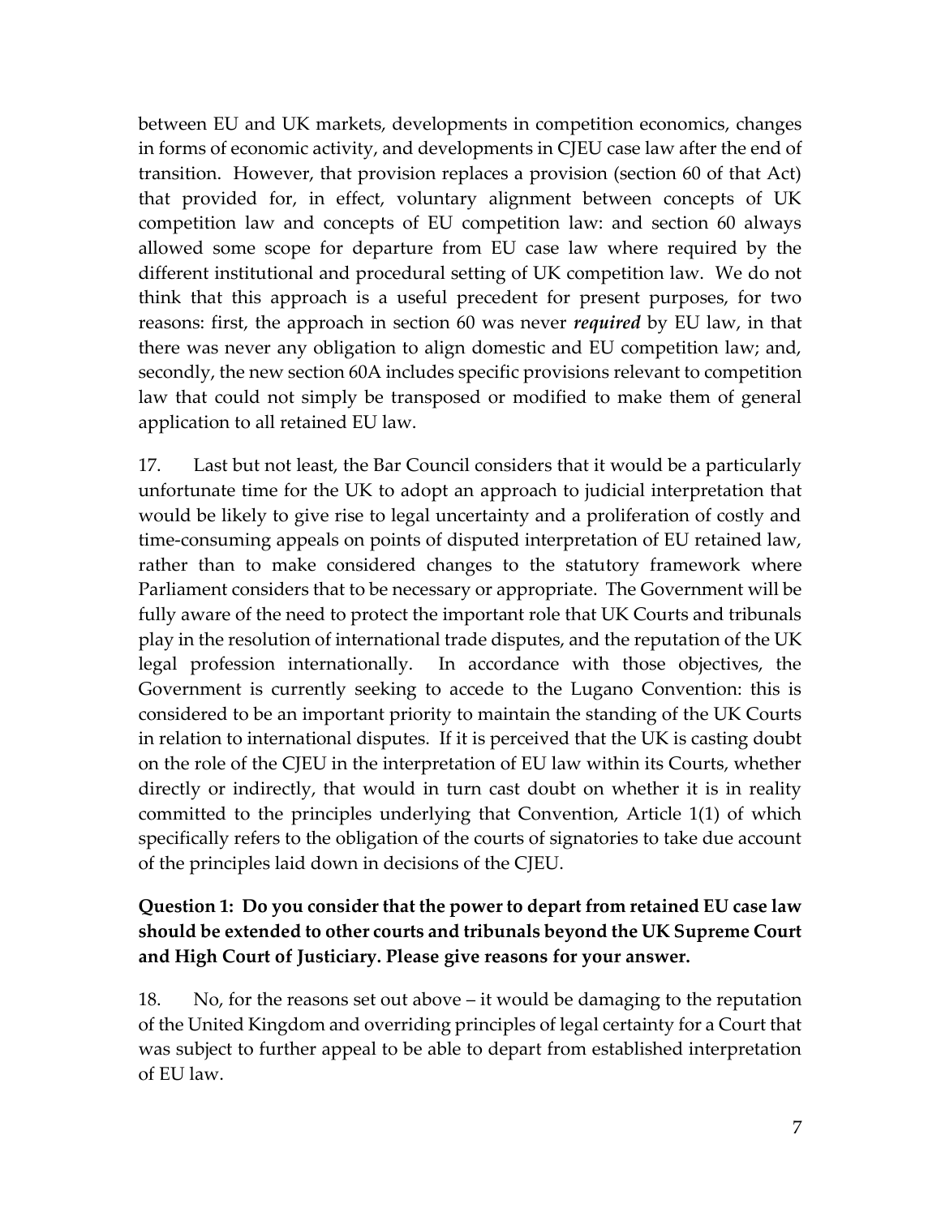between EU and UK markets, developments in competition economics, changes in forms of economic activity, and developments in CJEU case law after the end of transition. However, that provision replaces a provision (section 60 of that Act) that provided for, in effect, voluntary alignment between concepts of UK competition law and concepts of EU competition law: and section 60 always allowed some scope for departure from EU case law where required by the different institutional and procedural setting of UK competition law. We do not think that this approach is a useful precedent for present purposes, for two reasons: first, the approach in section 60 was never ***required*** by EU law, in that there was never any obligation to align domestic and EU competition law; and, secondly, the new section 60A includes specific provisions relevant to competition law that could not simply be transposed or modified to make them of general application to all retained EU law.

17. Last but not least, the Bar Council considers that it would be a particularly unfortunate time for the UK to adopt an approach to judicial interpretation that would be likely to give rise to legal uncertainty and a proliferation of costly and time-consuming appeals on points of disputed interpretation of EU retained law, rather than to make considered changes to the statutory framework where Parliament considers that to be necessary or appropriate. The Government will be fully aware of the need to protect the important role that UK Courts and tribunals play in the resolution of international trade disputes, and the reputation of the UK legal profession internationally. In accordance with those objectives, the Government is currently seeking to accede to the Lugano Convention: this is considered to be an important priority to maintain the standing of the UK Courts in relation to international disputes. If it is perceived that the UK is casting doubt on the role of the CJEU in the interpretation of EU law within its Courts, whether directly or indirectly, that would in turn cast doubt on whether it is in reality committed to the principles underlying that Convention, Article 1(1) of which specifically refers to the obligation of the courts of signatories to take due account of the principles laid down in decisions of the CJEU.

**Question 1: Do you consider that the power to depart from retained EU case law should be extended to other courts and tribunals beyond the UK Supreme Court and High Court of Justiciary. Please give reasons for your answer.**

18. No, for the reasons set out above – it would be damaging to the reputation of the United Kingdom and overriding principles of legal certainty for a Court that was subject to further appeal to be able to depart from established interpretation of EU law.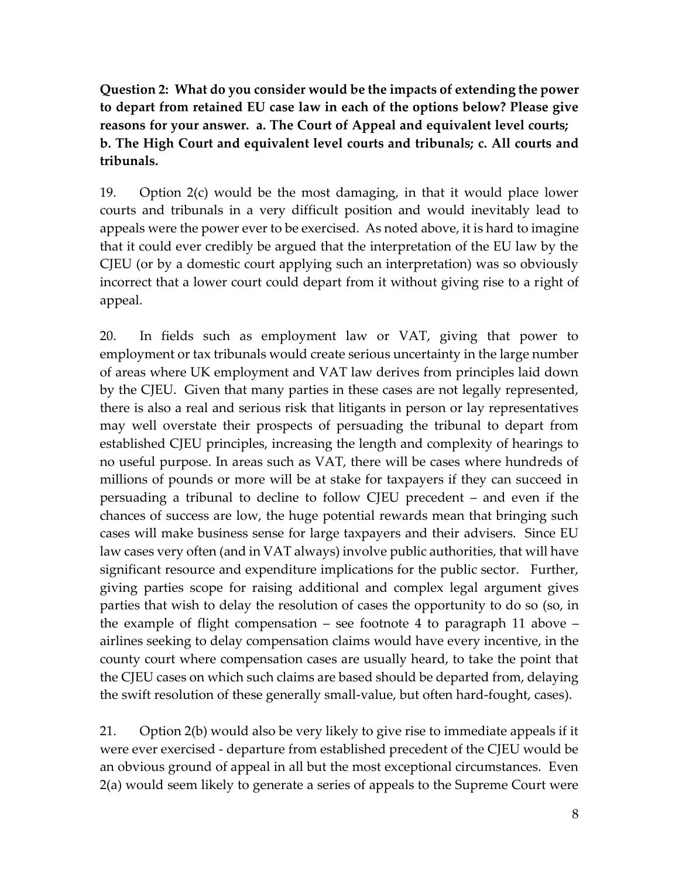**Question 2: What do you consider would be the impacts of extending the power to depart from retained EU case law in each of the options below? Please give reasons for your answer. a. The Court of Appeal and equivalent level courts; b. The High Court and equivalent level courts and tribunals; c. All courts and tribunals.**

19. Option 2(c) would be the most damaging, in that it would place lower courts and tribunals in a very difficult position and would inevitably lead to appeals were the power ever to be exercised. As noted above, it is hard to imagine that it could ever credibly be argued that the interpretation of the EU law by the CJEU (or by a domestic court applying such an interpretation) was so obviously incorrect that a lower court could depart from it without giving rise to a right of appeal.

20. In fields such as employment law or VAT, giving that power to employment or tax tribunals would create serious uncertainty in the large number of areas where UK employment and VAT law derives from principles laid down by the CJEU. Given that many parties in these cases are not legally represented, there is also a real and serious risk that litigants in person or lay representatives may well overstate their prospects of persuading the tribunal to depart from established CJEU principles, increasing the length and complexity of hearings to no useful purpose. In areas such as VAT, there will be cases where hundreds of millions of pounds or more will be at stake for taxpayers if they can succeed in persuading a tribunal to decline to follow CJEU precedent – and even if the chances of success are low, the huge potential rewards mean that bringing such cases will make business sense for large taxpayers and their advisers. Since EU law cases very often (and in VAT always) involve public authorities, that will have significant resource and expenditure implications for the public sector. Further, giving parties scope for raising additional and complex legal argument gives parties that wish to delay the resolution of cases the opportunity to do so (so, in the example of flight compensation – see footnote 4 to paragraph 11 above – airlines seeking to delay compensation claims would have every incentive, in the county court where compensation cases are usually heard, to take the point that the CJEU cases on which such claims are based should be departed from, delaying the swift resolution of these generally small-value, but often hard-fought, cases).

21. Option 2(b) would also be very likely to give rise to immediate appeals if it were ever exercised - departure from established precedent of the CJEU would be an obvious ground of appeal in all but the most exceptional circumstances. Even 2(a) would seem likely to generate a series of appeals to the Supreme Court were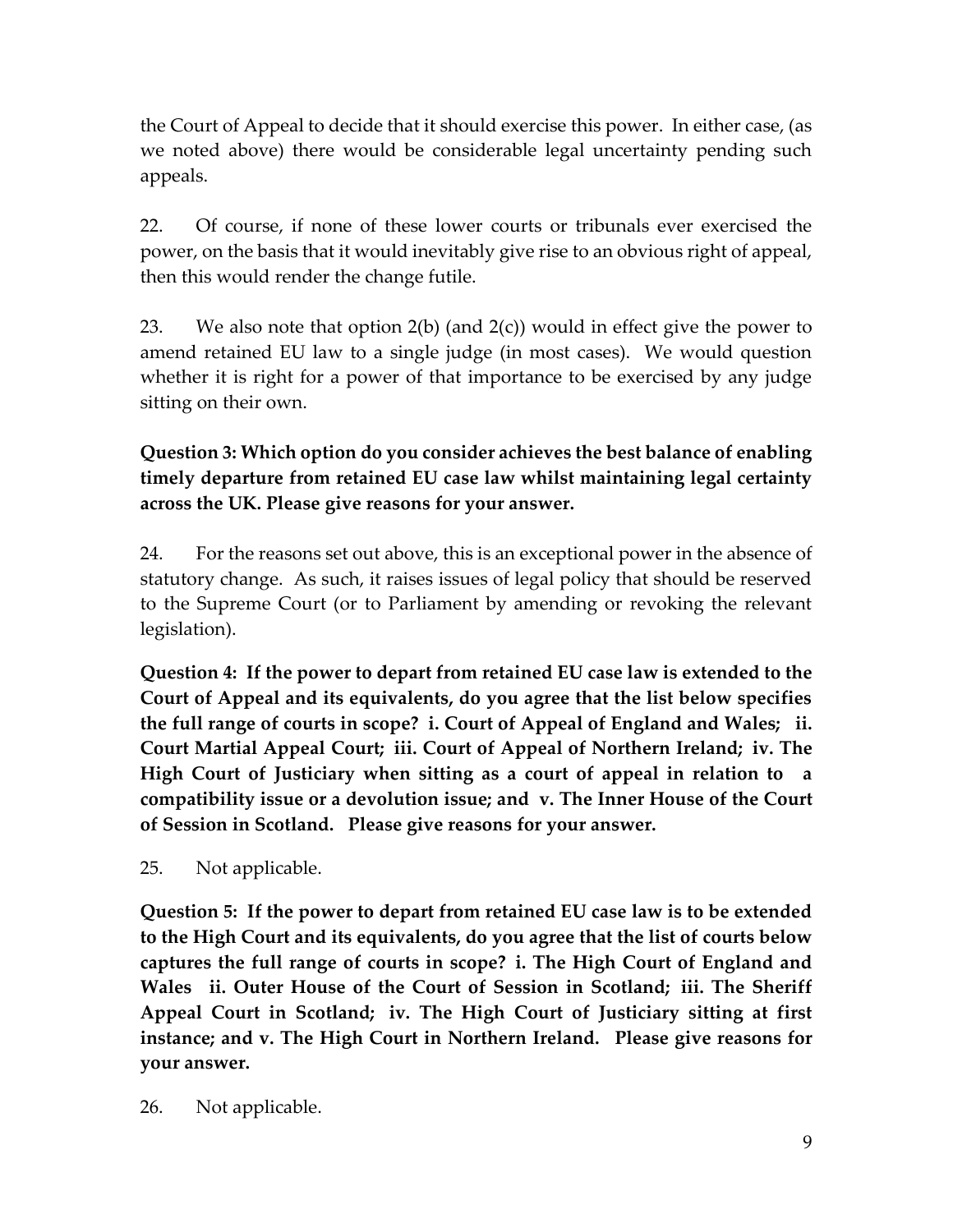the Court of Appeal to decide that it should exercise this power. In either case, (as we noted above) there would be considerable legal uncertainty pending such appeals.

22. Of course, if none of these lower courts or tribunals ever exercised the power, on the basis that it would inevitably give rise to an obvious right of appeal, then this would render the change futile.

23. We also note that option 2(b) (and 2(c)) would in effect give the power to amend retained EU law to a single judge (in most cases). We would question whether it is right for a power of that importance to be exercised by any judge sitting on their own.

**Question 3: Which option do you consider achieves the best balance of enabling timely departure from retained EU case law whilst maintaining legal certainty across the UK. Please give reasons for your answer.**

24. For the reasons set out above, this is an exceptional power in the absence of statutory change. As such, it raises issues of legal policy that should be reserved to the Supreme Court (or to Parliament by amending or revoking the relevant legislation).

**Question 4: If the power to depart from retained EU case law is extended to the Court of Appeal and its equivalents, do you agree that the list below specifies the full range of courts in scope? i. Court of Appeal of England and Wales; ii. Court Martial Appeal Court; iii. Court of Appeal of Northern Ireland; iv. The High Court of Justiciary when sitting as a court of appeal in relation to a compatibility issue or a devolution issue; and v. The Inner House of the Court of Session in Scotland. Please give reasons for your answer.**

25. Not applicable.

**Question 5: If the power to depart from retained EU case law is to be extended to the High Court and its equivalents, do you agree that the list of courts below captures the full range of courts in scope? i. The High Court of England and Wales ii. Outer House of the Court of Session in Scotland; iii. The Sheriff Appeal Court in Scotland; iv. The High Court of Justiciary sitting at first instance; and v. The High Court in Northern Ireland. Please give reasons for your answer.**

26. Not applicable.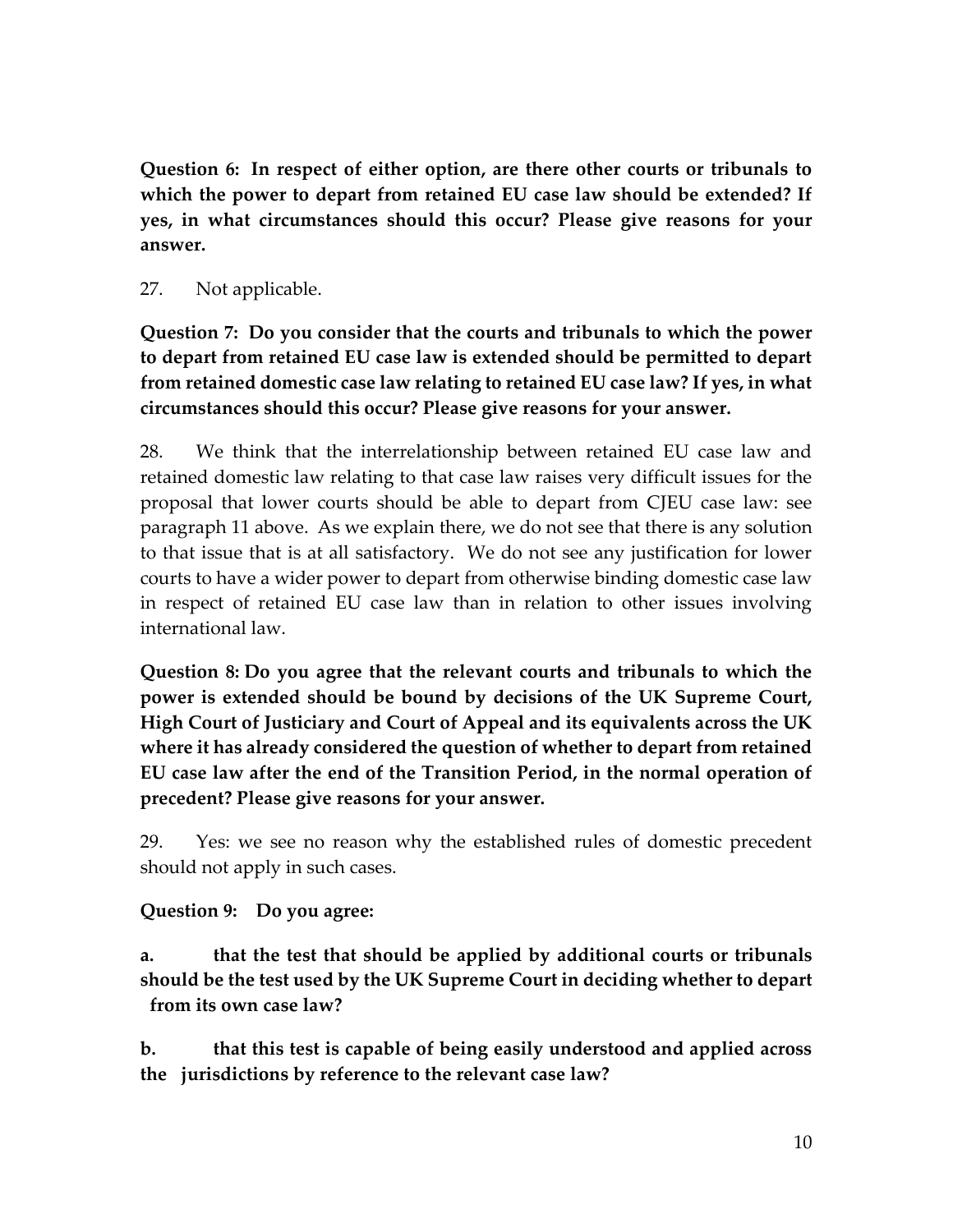**Question 6: In respect of either option, are there other courts or tribunals to which the power to depart from retained EU case law should be extended? If yes, in what circumstances should this occur? Please give reasons for your answer.**

27. Not applicable.

**Question 7: Do you consider that the courts and tribunals to which the power to depart from retained EU case law is extended should be permitted to depart from retained domestic case law relating to retained EU case law? If yes, in what circumstances should this occur? Please give reasons for your answer.**

28. We think that the interrelationship between retained EU case law and retained domestic law relating to that case law raises very difficult issues for the proposal that lower courts should be able to depart from CJEU case law: see paragraph 11 above. As we explain there, we do not see that there is any solution to that issue that is at all satisfactory. We do not see any justification for lower courts to have a wider power to depart from otherwise binding domestic case law in respect of retained EU case law than in relation to other issues involving international law.

**Question 8: Do you agree that the relevant courts and tribunals to which the power is extended should be bound by decisions of the UK Supreme Court, High Court of Justiciary and Court of Appeal and its equivalents across the UK where it has already considered the question of whether to depart from retained EU case law after the end of the Transition Period, in the normal operation of precedent? Please give reasons for your answer.**

29. Yes: we see no reason why the established rules of domestic precedent should not apply in such cases.

**Question 9: Do you agree:**

**a. that the test that should be applied by additional courts or tribunals should be the test used by the UK Supreme Court in deciding whether to depart from its own case law?**

**b. that this test is capable of being easily understood and applied across the jurisdictions by reference to the relevant case law?**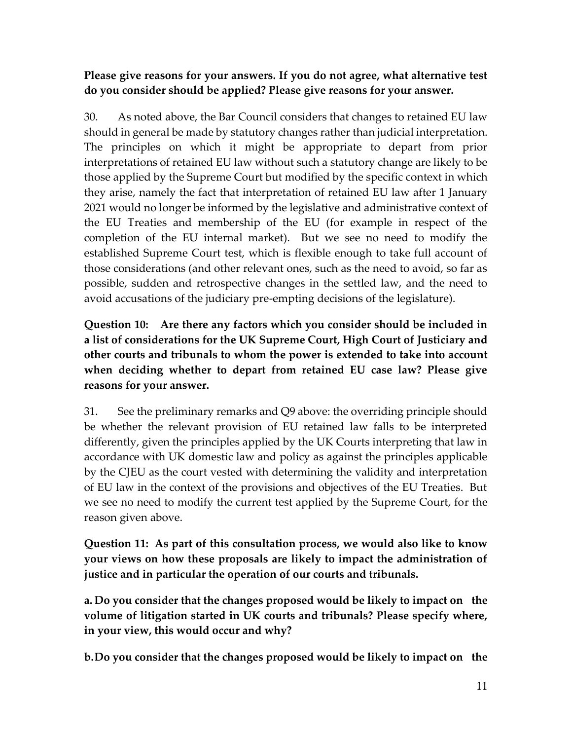**Please give reasons for your answers. If you do not agree, what alternative test do you consider should be applied? Please give reasons for your answer.**

30. As noted above, the Bar Council considers that changes to retained EU law should in general be made by statutory changes rather than judicial interpretation. The principles on which it might be appropriate to depart from prior interpretations of retained EU law without such a statutory change are likely to be those applied by the Supreme Court but modified by the specific context in which they arise, namely the fact that interpretation of retained EU law after 1 January 2021 would no longer be informed by the legislative and administrative context of the EU Treaties and membership of the EU (for example in respect of the completion of the EU internal market). But we see no need to modify the established Supreme Court test, which is flexible enough to take full account of those considerations (and other relevant ones, such as the need to avoid, so far as possible, sudden and retrospective changes in the settled law, and the need to avoid accusations of the judiciary pre-empting decisions of the legislature).

**Question 10: Are there any factors which you consider should be included in a list of considerations for the UK Supreme Court, High Court of Justiciary and other courts and tribunals to whom the power is extended to take into account when deciding whether to depart from retained EU case law? Please give reasons for your answer.**

31. See the preliminary remarks and Q9 above: the overriding principle should be whether the relevant provision of EU retained law falls to be interpreted differently, given the principles applied by the UK Courts interpreting that law in accordance with UK domestic law and policy as against the principles applicable by the CJEU as the court vested with determining the validity and interpretation of EU law in the context of the provisions and objectives of the EU Treaties. But we see no need to modify the current test applied by the Supreme Court, for the reason given above.

**Question 11: As part of this consultation process, we would also like to know your views on how these proposals are likely to impact the administration of justice and in particular the operation of our courts and tribunals.**

**a. Do you consider that the changes proposed would be likely to impact on the volume of litigation started in UK courts and tribunals? Please specify where, in your view, this would occur and why?**

**b. Do you consider that the changes proposed would be likely to impact on the**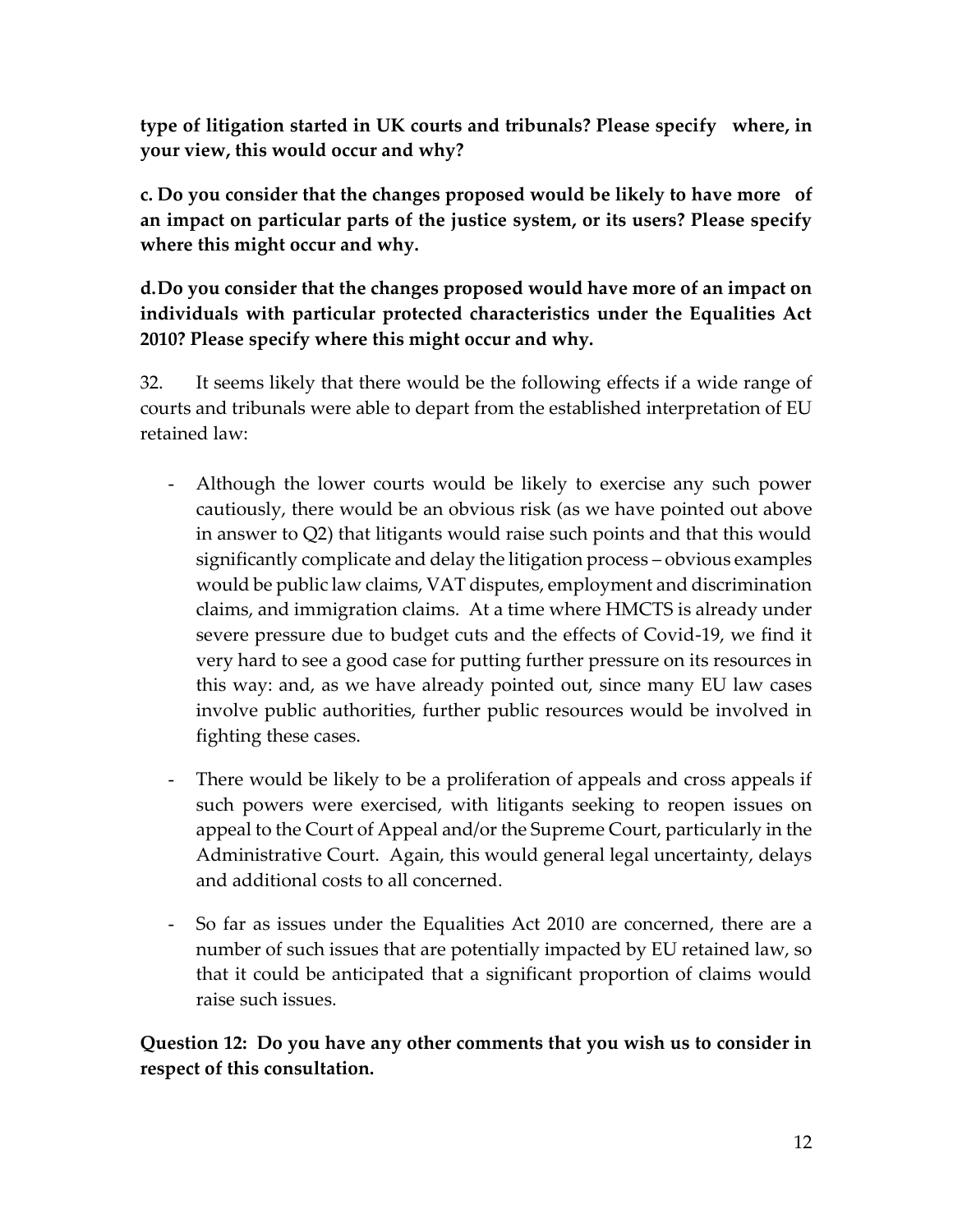**type of litigation started in UK courts and tribunals? Please specify where, in your view, this would occur and why?**

**c. Do you consider that the changes proposed would be likely to have more of an impact on particular parts of the justice system, or its users? Please specify where this might occur and why.**

**d. Do you consider that the changes proposed would have more of an impact on individuals with particular protected characteristics under the Equalities Act 2010? Please specify where this might occur and why.**

32. It seems likely that there would be the following effects if a wide range of courts and tribunals were able to depart from the established interpretation of EU retained law:

- Although the lower courts would be likely to exercise any such power cautiously, there would be an obvious risk (as we have pointed out above in answer to Q2) that litigants would raise such points and that this would significantly complicate and delay the litigation process – obvious examples would be public law claims, VAT disputes, employment and discrimination claims, and immigration claims. At a time where HMCTS is already under severe pressure due to budget cuts and the effects of Covid-19, we find it very hard to see a good case for putting further pressure on its resources in this way: and, as we have already pointed out, since many EU law cases involve public authorities, further public resources would be involved in fighting these cases.

- There would be likely to be a proliferation of appeals and cross appeals if such powers were exercised, with litigants seeking to reopen issues on appeal to the Court of Appeal and/or the Supreme Court, particularly in the Administrative Court. Again, this would general legal uncertainty, delays and additional costs to all concerned.

- So far as issues under the Equalities Act 2010 are concerned, there are a number of such issues that are potentially impacted by EU retained law, so that it could be anticipated that a significant proportion of claims would raise such issues.

**Question 12: Do you have any other comments that you wish us to consider in respect of this consultation.**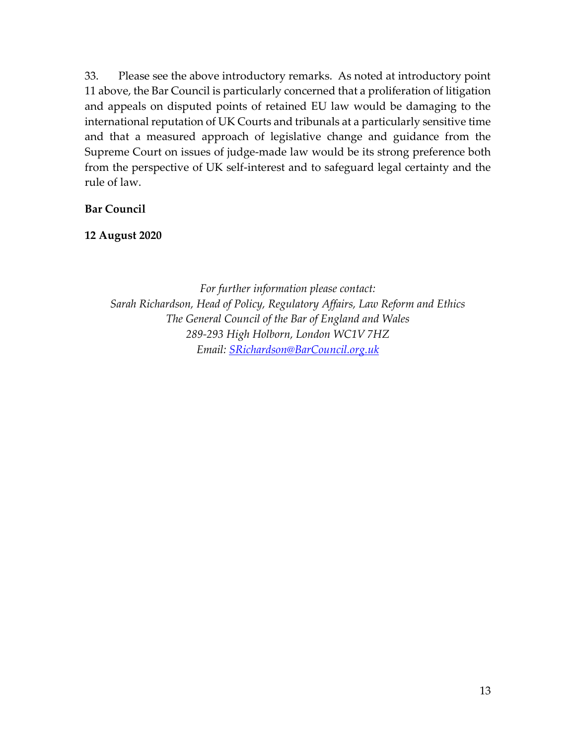33. Please see the above introductory remarks. As noted at introductory point 11 above, the Bar Council is particularly concerned that a proliferation of litigation and appeals on disputed points of retained EU law would be damaging to the international reputation of UK Courts and tribunals at a particularly sensitive time and that a measured approach of legislative change and guidance from the Supreme Court on issues of judge-made law would be its strong preference both from the perspective of UK self-interest and to safeguard legal certainty and the rule of law.

**Bar Council**

**12 August 2020**

*For further information please contact:*
*Sarah Richardson, Head of Policy, Regulatory Affairs, Law Reform and Ethics*
*The General Council of the Bar of England and Wales*
*289-293 High Holborn, London WC1V 7HZ*
*Email: SRichardson@BarCouncil.org.uk*